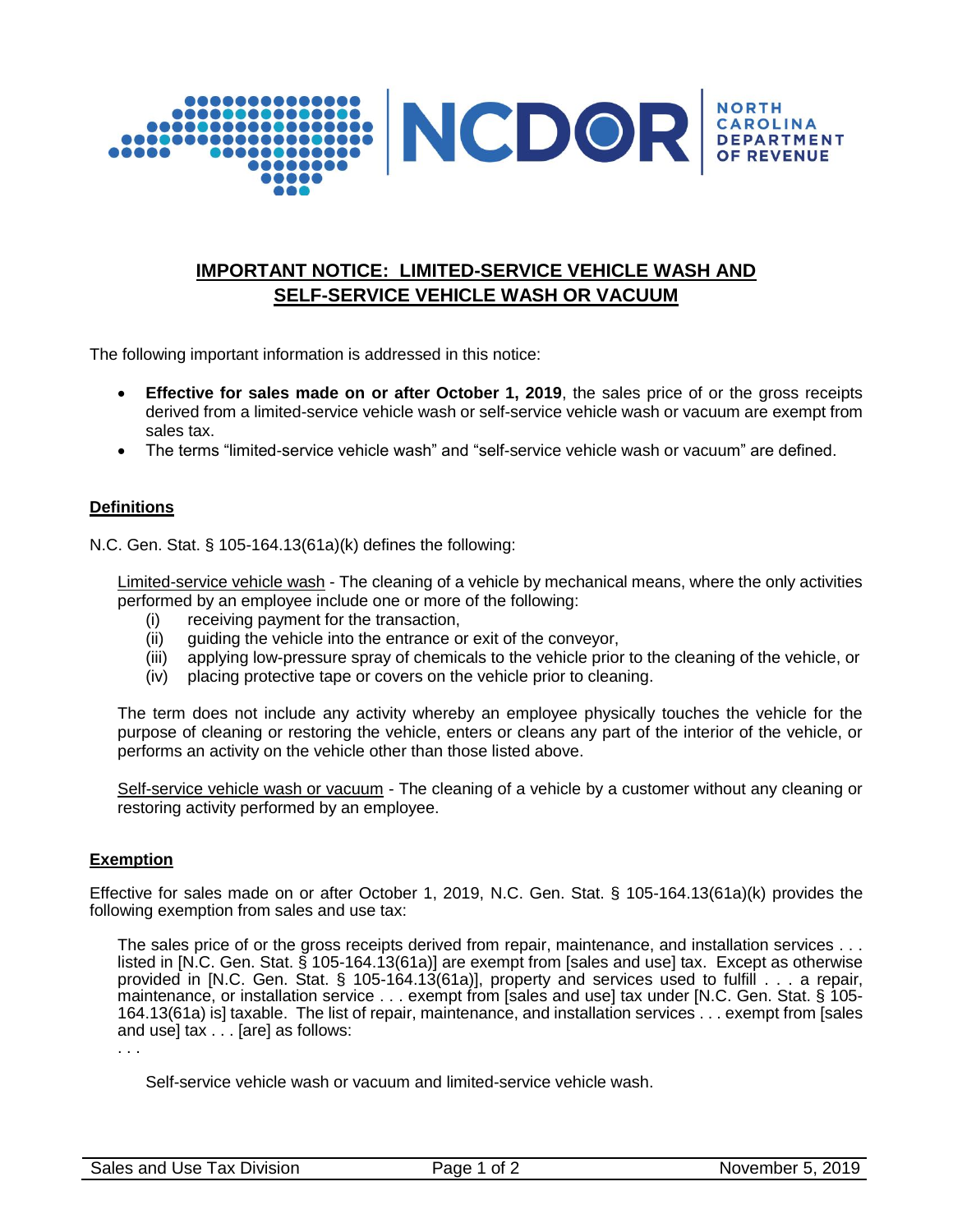# IMPORTANT NOTICE: LIMITED-SERVICE VEHICLE WASH AND SELF-SERVICE VEHICLE WASH OR VACUUM

The following important information is addressed in this notice:

- **Effective for sales made on or after October 1, 2019**, the sales price of or the gross receipts derived from a limited-service vehicle wash or self-service vehicle wash or vacuum are exempt from sales tax.
- The terms "limited-service vehicle wash" and "self-service vehicle wash or vacuum" are defined.

## Definitions

N.C. Gen. Stat. § 105-164.13(61a)(k) defines the following:

> Limited-service vehicle wash - The cleaning of a vehicle by mechanical means, where the only activities performed by an employee include one or more of the following:
>
> (i) receiving payment for the transaction,
> (ii) guiding the vehicle into the entrance or exit of the conveyor,
> (iii) applying low-pressure spray of chemicals to the vehicle prior to the cleaning of the vehicle, or
> (iv) placing protective tape or covers on the vehicle prior to cleaning.
>
> The term does not include any activity whereby an employee physically touches the vehicle for the purpose of cleaning or restoring the vehicle, enters or cleans any part of the interior of the vehicle, or performs an activity on the vehicle other than those listed above.
>
> Self-service vehicle wash or vacuum - The cleaning of a vehicle by a customer without any cleaning or restoring activity performed by an employee.

## Exemption

Effective for sales made on or after October 1, 2019, N.C. Gen. Stat. § 105-164.13(61a)(k) provides the following exemption from sales and use tax:

> The sales price of or the gross receipts derived from repair, maintenance, and installation services . . . listed in [N.C. Gen. Stat. § 105-164.13(61a)] are exempt from [sales and use] tax. Except as otherwise provided in [N.C. Gen. Stat. § 105-164.13(61a)], property and services used to fulfill . . . a repair, maintenance, or installation service . . . exempt from [sales and use] tax under [N.C. Gen. Stat. § 105-164.13(61a) is] taxable. The list of repair, maintenance, and installation services . . . exempt from [sales and use] tax . . . [are] as follows:
>
> . . .
>
> Self-service vehicle wash or vacuum and limited-service vehicle wash.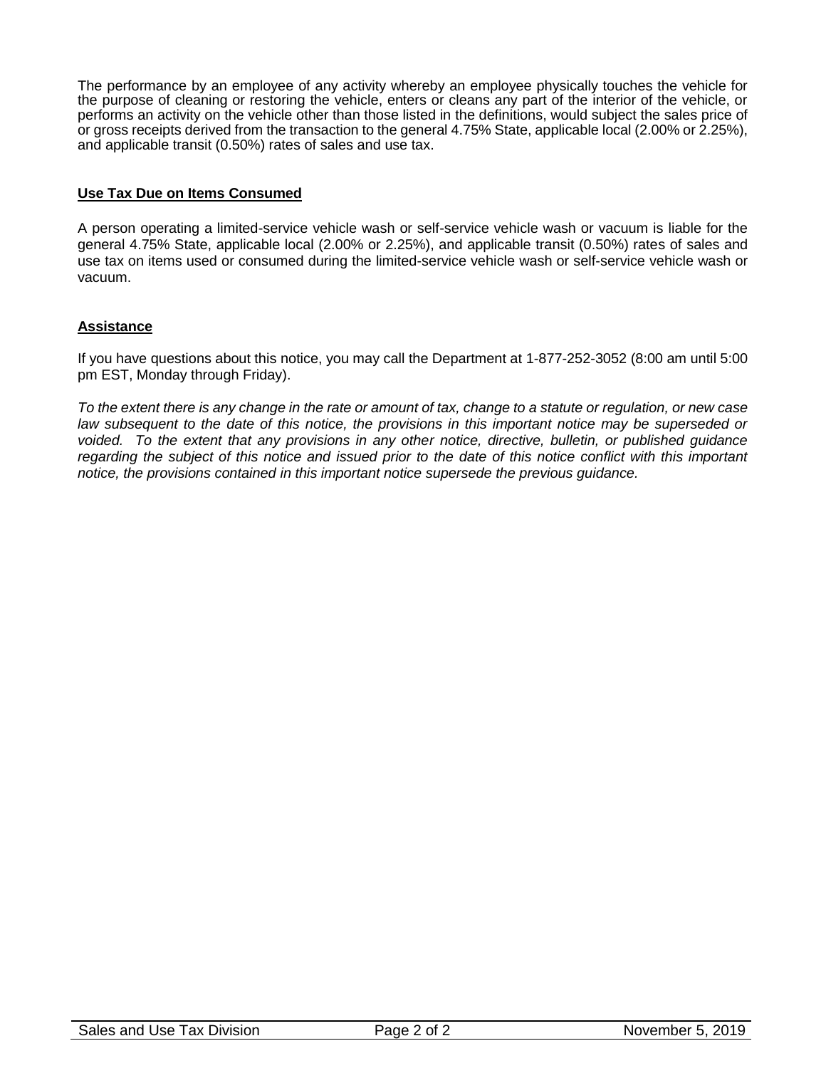The performance by an employee of any activity whereby an employee physically touches the vehicle for the purpose of cleaning or restoring the vehicle, enters or cleans any part of the interior of the vehicle, or performs an activity on the vehicle other than those listed in the definitions, would subject the sales price of or gross receipts derived from the transaction to the general 4.75% State, applicable local (2.00% or 2.25%), and applicable transit (0.50%) rates of sales and use tax.

**Use Tax Due on Items Consumed**

A person operating a limited-service vehicle wash or self-service vehicle wash or vacuum is liable for the general 4.75% State, applicable local (2.00% or 2.25%), and applicable transit (0.50%) rates of sales and use tax on items used or consumed during the limited-service vehicle wash or self-service vehicle wash or vacuum.

**Assistance**

If you have questions about this notice, you may call the Department at 1-877-252-3052 (8:00 am until 5:00 pm EST, Monday through Friday).

*To the extent there is any change in the rate or amount of tax, change to a statute or regulation, or new case law subsequent to the date of this notice, the provisions in this important notice may be superseded or voided. To the extent that any provisions in any other notice, directive, bulletin, or published guidance regarding the subject of this notice and issued prior to the date of this notice conflict with this important notice, the provisions contained in this important notice supersede the previous guidance.*